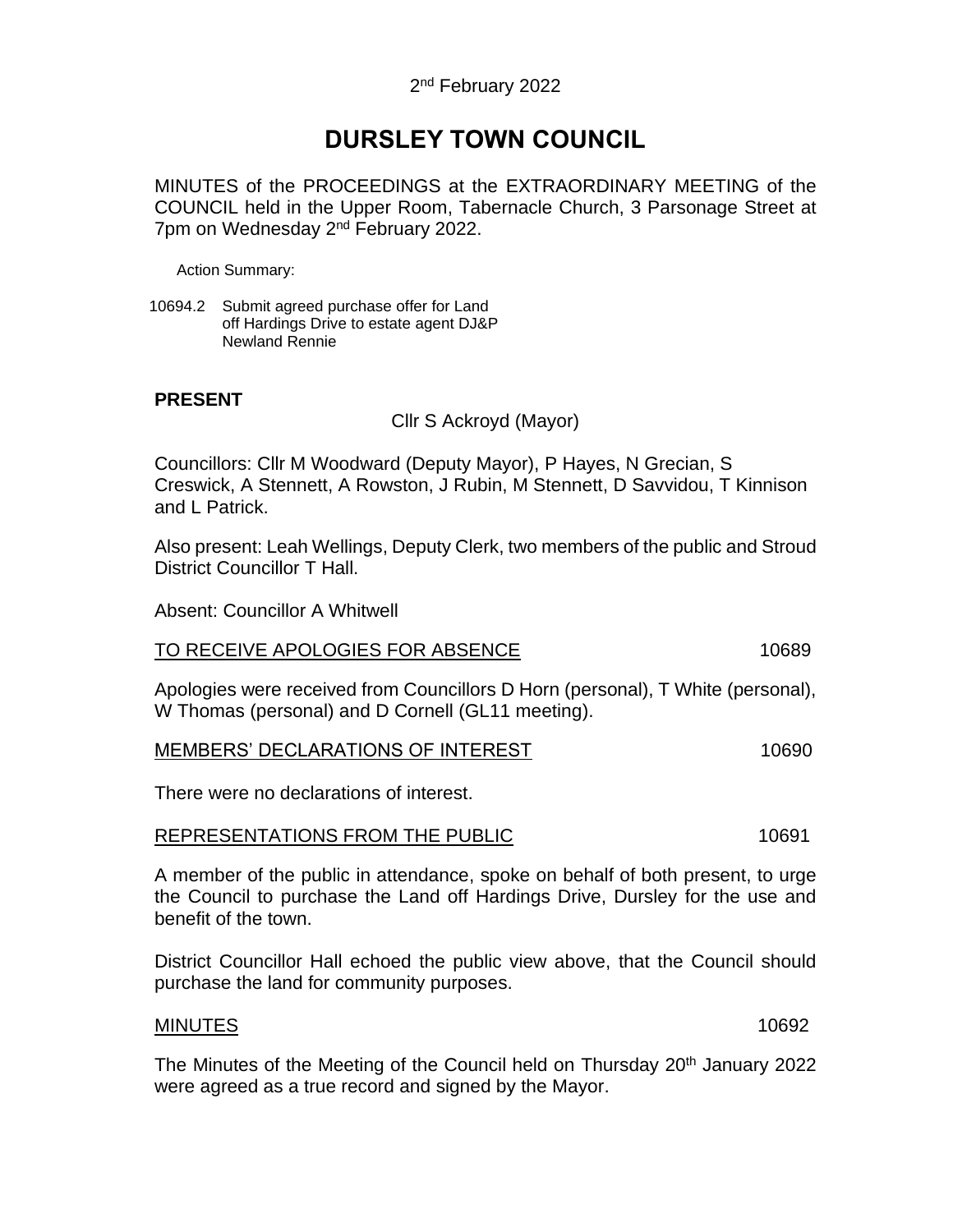2nd February 2022

# DURSLEY TOWN COUNCIL

MINUTES of the PROCEEDINGS at the EXTRAORDINARY MEETING of the COUNCIL held in the Upper Room, Tabernacle Church, 3 Parsonage Street at 7pm on Wednesday 2nd February 2022.

Action Summary:

10694.2 Submit agreed purchase offer for Land off Hardings Drive to estate agent DJ&P Newland Rennie

**PRESENT**

Cllr S Ackroyd (Mayor)

Councillors: Cllr M Woodward (Deputy Mayor), P Hayes, N Grecian, S Creswick, A Stennett, A Rowston, J Rubin, M Stennett, D Savvidou, T Kinnison and L Patrick.

Also present: Leah Wellings, Deputy Clerk, two members of the public and Stroud District Councillor T Hall.

Absent: Councillor A Whitwell

TO RECEIVE APOLOGIES FOR ABSENCE 10689

Apologies were received from Councillors D Horn (personal), T White (personal), W Thomas (personal) and D Cornell (GL11 meeting).

MEMBERS' DECLARATIONS OF INTEREST 10690

There were no declarations of interest.

REPRESENTATIONS FROM THE PUBLIC 10691

A member of the public in attendance, spoke on behalf of both present, to urge the Council to purchase the Land off Hardings Drive, Dursley for the use and benefit of the town.

District Councillor Hall echoed the public view above, that the Council should purchase the land for community purposes.

MINUTES 10692

The Minutes of the Meeting of the Council held on Thursday 20th January 2022 were agreed as a true record and signed by the Mayor.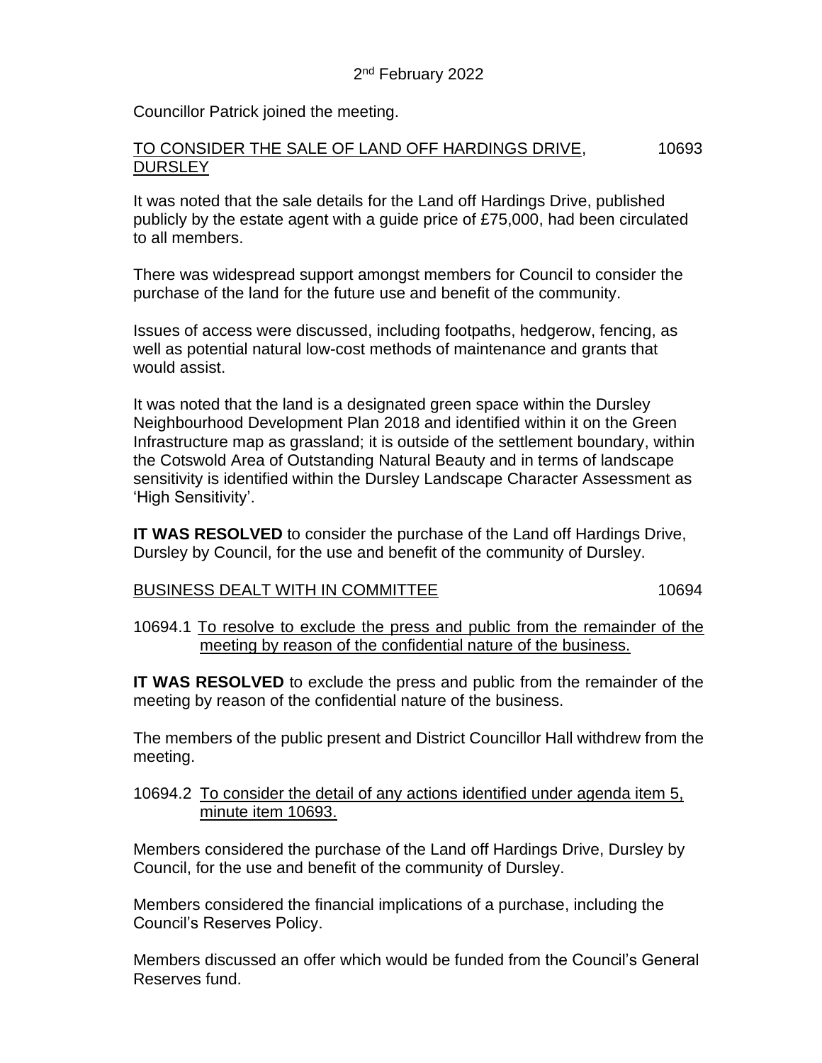2nd February 2022

Councillor Patrick joined the meeting.

## TO CONSIDER THE SALE OF LAND OFF HARDINGS DRIVE, DURSLEY 10693

It was noted that the sale details for the Land off Hardings Drive, published publicly by the estate agent with a guide price of £75,000, had been circulated to all members.

There was widespread support amongst members for Council to consider the purchase of the land for the future use and benefit of the community.

Issues of access were discussed, including footpaths, hedgerow, fencing, as well as potential natural low-cost methods of maintenance and grants that would assist.

It was noted that the land is a designated green space within the Dursley Neighbourhood Development Plan 2018 and identified within it on the Green Infrastructure map as grassland; it is outside of the settlement boundary, within the Cotswold Area of Outstanding Natural Beauty and in terms of landscape sensitivity is identified within the Dursley Landscape Character Assessment as 'High Sensitivity'.

**IT WAS RESOLVED** to consider the purchase of the Land off Hardings Drive, Dursley by Council, for the use and benefit of the community of Dursley.

## BUSINESS DEALT WITH IN COMMITTEE 10694

10694.1 To resolve to exclude the press and public from the remainder of the meeting by reason of the confidential nature of the business.

**IT WAS RESOLVED** to exclude the press and public from the remainder of the meeting by reason of the confidential nature of the business.

The members of the public present and District Councillor Hall withdrew from the meeting.

10694.2 To consider the detail of any actions identified under agenda item 5, minute item 10693.

Members considered the purchase of the Land off Hardings Drive, Dursley by Council, for the use and benefit of the community of Dursley.

Members considered the financial implications of a purchase, including the Council's Reserves Policy.

Members discussed an offer which would be funded from the Council's General Reserves fund.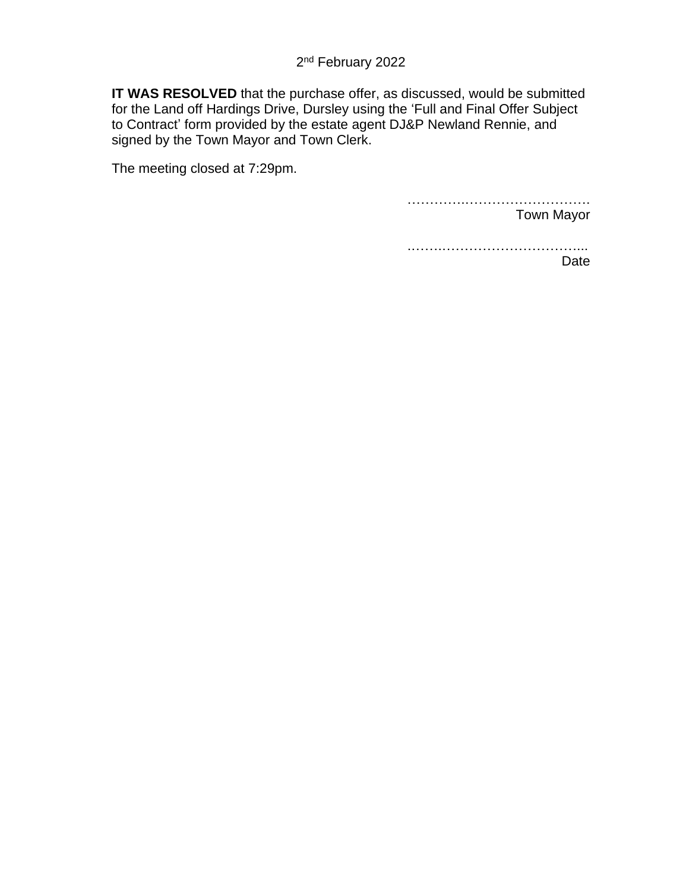2nd February 2022

**IT WAS RESOLVED** that the purchase offer, as discussed, would be submitted for the Land off Hardings Drive, Dursley using the 'Full and Final Offer Subject to Contract' form provided by the estate agent DJ&P Newland Rennie, and signed by the Town Mayor and Town Clerk.

The meeting closed at 7:29pm.

……….……………………….
Town Mayor

…….……………………………..
Date